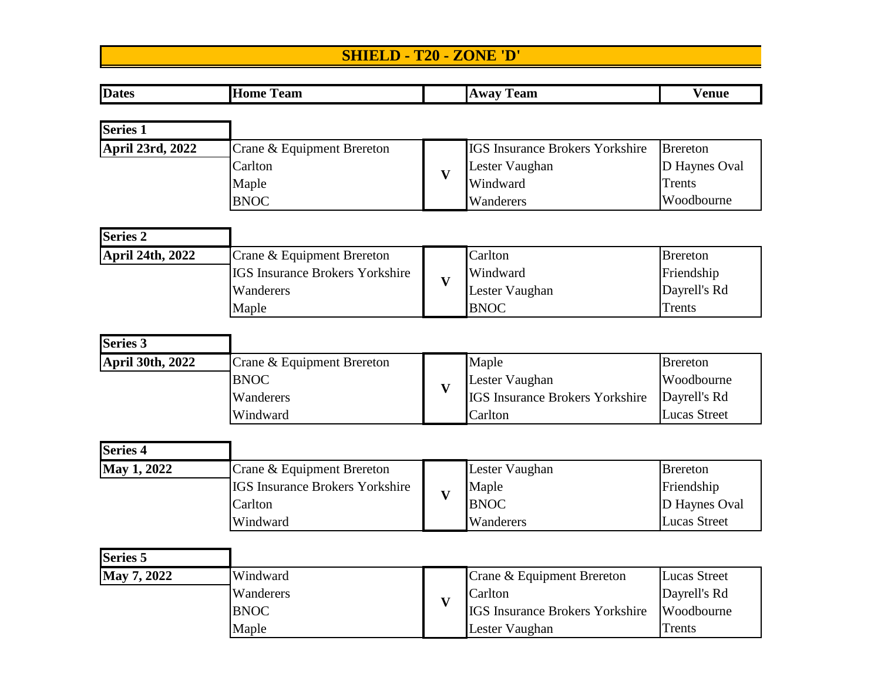# SHIELD - T20 - ZONE 'D'

| Dates | Home Team | | Away Team | Venue |
|---|---|---|---|---|
| **Series 1** | | | | |
| **April 23rd, 2022** | Crane & Equipment Brereton | V | IGS Insurance Brokers Yorkshire | Brereton |
| | Carlton | | Lester Vaughan | D Haynes Oval |
| | Maple | | Windward | Trents |
| | BNOC | | Wanderers | Woodbourne |
| **Series 2** | | | | |
| **April 24th, 2022** | Crane & Equipment Brereton | V | Carlton | Brereton |
| | IGS Insurance Brokers Yorkshire | | Windward | Friendship |
| | Wanderers | | Lester Vaughan | Dayrell's Rd |
| | Maple | | BNOC | Trents |
| **Series 3** | | | | |
| **April 30th, 2022** | Crane & Equipment Brereton | V | Maple | Brereton |
| | BNOC | | Lester Vaughan | Woodbourne |
| | Wanderers | | IGS Insurance Brokers Yorkshire | Dayrell's Rd |
| | Windward | | Carlton | Lucas Street |
| **Series 4** | | | | |
| **May 1, 2022** | Crane & Equipment Brereton | V | Lester Vaughan | Brereton |
| | IGS Insurance Brokers Yorkshire | | Maple | Friendship |
| | Carlton | | BNOC | D Haynes Oval |
| | Windward | | Wanderers | Lucas Street |
| **Series 5** | | | | |
| **May 7, 2022** | Windward | V | Crane & Equipment Brereton | Lucas Street |
| | Wanderers | | Carlton | Dayrell's Rd |
| | BNOC | | IGS Insurance Brokers Yorkshire | Woodbourne |
| | Maple | | Lester Vaughan | Trents |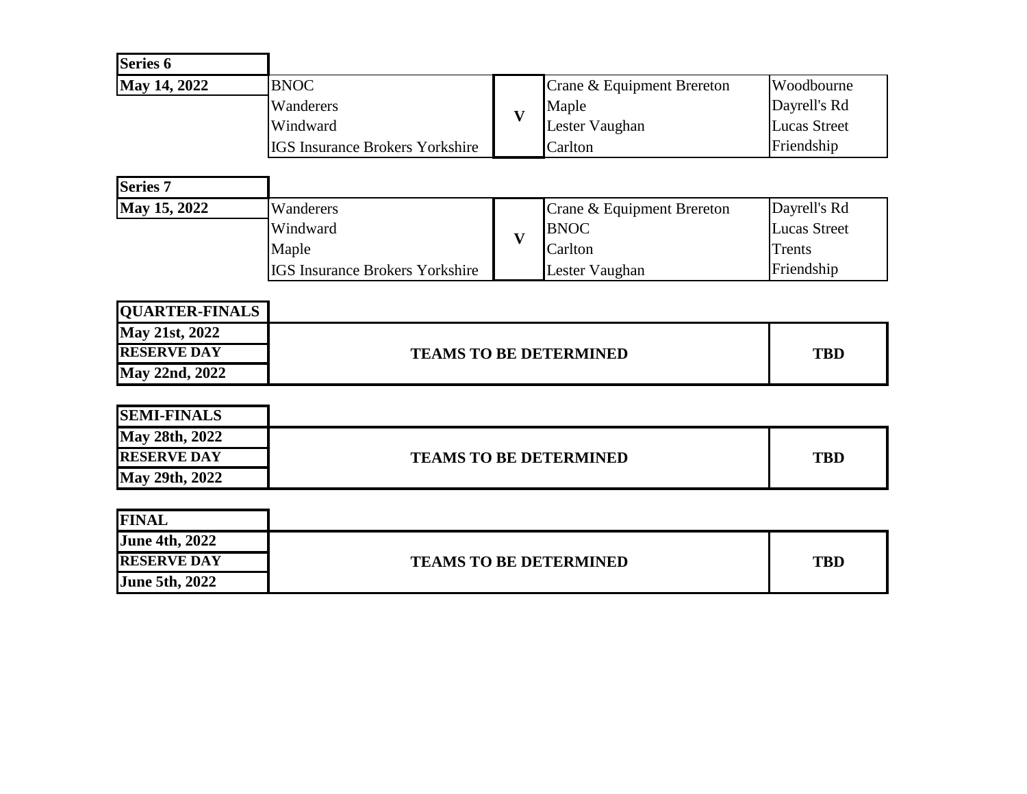**Series 6**

| | | | | |
|---|---|---|---|---|
| May 14, 2022 | BNOC | V | Crane & Equipment Brereton | Woodbourne |
| | Wanderers | | Maple | Dayrell's Rd |
| | Windward | | Lester Vaughan | Lucas Street |
| | IGS Insurance Brokers Yorkshire | | Carlton | Friendship |

**Series 7**

| | | | | |
|---|---|---|---|---|
| May 15, 2022 | Wanderers | V | Crane & Equipment Brereton | Dayrell's Rd |
| | Windward | | BNOC | Lucas Street |
| | Maple | | Carlton | Trents |
| | IGS Insurance Brokers Yorkshire | | Lester Vaughan | Friendship |

**QUARTER-FINALS**

| | | |
|---|---|---|
| May 21st, 2022 | **TEAMS TO BE DETERMINED** | **TBD** |
| RESERVE DAY | | |
| May 22nd, 2022 | | |

**SEMI-FINALS**

| | | |
|---|---|---|
| May 28th, 2022 | **TEAMS TO BE DETERMINED** | **TBD** |
| RESERVE DAY | | |
| May 29th, 2022 | | |

**FINAL**

| | | |
|---|---|---|
| June 4th, 2022 | **TEAMS TO BE DETERMINED** | **TBD** |
| RESERVE DAY | | |
| June 5th, 2022 | | |